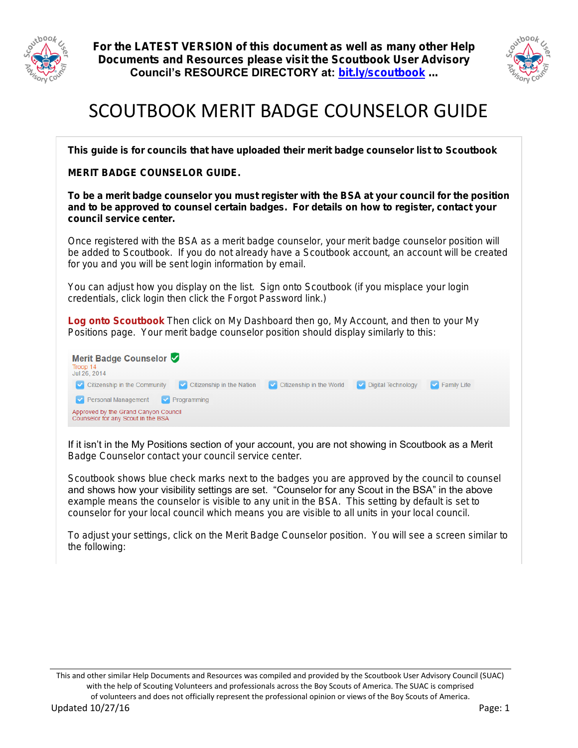For the LATEST VERSION of this document as well as many other Help Documents and Resources please visit the Scoutbook User Advisory Council's RESOURCE DIRECTORY at: [bit.ly/scoutbook](http://bit.ly/scoutbook) ...

# SCOUTBOOK MERIT BADGE COUNSELOR GUIDE

**This guide is for councils that have uploaded their merit badge counselor list to Scoutbook**

**MERIT BADGE COUNSELOR GUIDE.**

**To be a merit badge counselor you must register with the BSA at your council for the position and to be approved to counsel certain badges. For details on how to register, contact your council service center.**

Once registered with the BSA as a merit badge counselor, your merit badge counselor position will be added to Scoutbook. If you do not already have a Scoutbook account, an account will be created for you and you will be sent login information by email.

You can adjust how you display on the list. Sign onto Scoutbook (if you misplace your login credentials, click login then click the Forgot Password link.)

**Log onto Scoutbook** Then click on My Dashboard then go, My Account, and then to your My Positions page. Your merit badge counselor position should display similarly to this:

Merit Badge Counselor
Troop 14
Jul 26, 2014
Citizenship in the Community | Citizenship in the Nation | Citizenship in the World | Digital Technology | Family Life | Personal Management | Programming
Approved by the Grand Canyon Council
Counselor for any Scout in the BSA

If it isn't in the My Positions section of your account, you are not showing in Scoutbook as a Merit Badge Counselor contact your council service center.

Scoutbook shows blue check marks next to the badges you are approved by the council to counsel and shows how your visibility settings are set. "Counselor for any Scout in the BSA" in the above example means the counselor is visible to any unit in the BSA. This setting by default is set to counselor for your local council which means you are visible to all units in your local council.

To adjust your settings, click on the Merit Badge Counselor position. You will see a screen similar to the following:

This and other similar Help Documents and Resources was compiled and provided by the Scoutbook User Advisory Council (SUAC) with the help of Scouting Volunteers and professionals across the Boy Scouts of America. The SUAC is comprised of volunteers and does not officially represent the professional opinion or views of the Boy Scouts of America.

Updated 10/27/16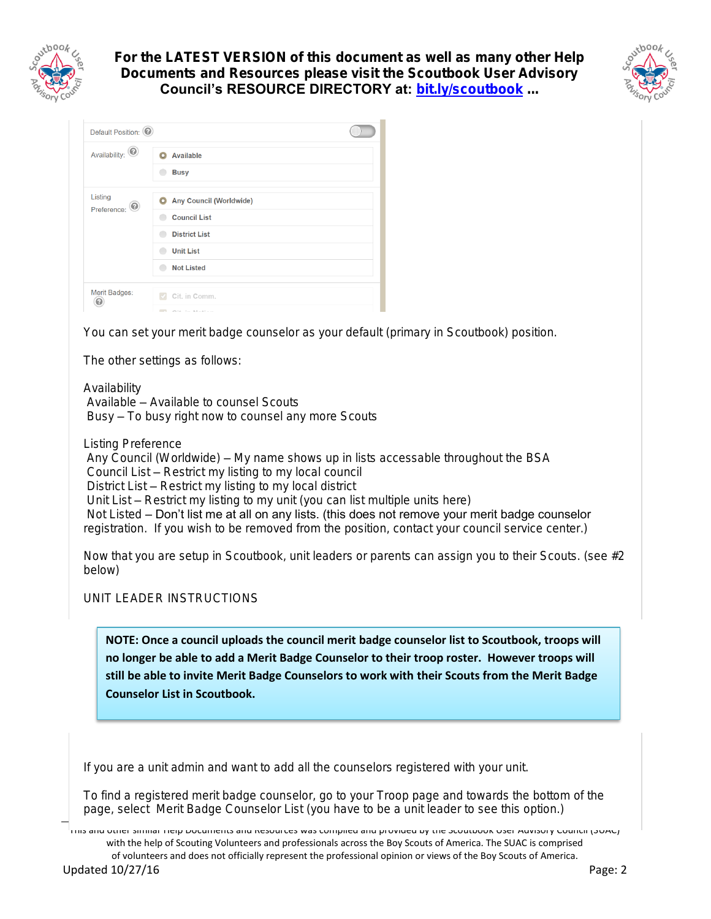Default Position:

Availability:
- Available
- Busy

Listing Preference:
- Any Council (Worldwide)
- Council List
- District List
- Unit List
- Not Listed

Merit Badges:
- Cit. in Comm.

You can set your merit badge counselor as your default (primary in Scoutbook) position.

The other settings as follows:

Availability
 Available – Available to counsel Scouts
 Busy – To busy right now to counsel any more Scouts

Listing Preference
 Any Council (Worldwide) – My name shows up in lists accessable throughout the BSA
 Council List – Restrict my listing to my local council
 District List – Restrict my listing to my local district
 Unit List – Restrict my listing to my unit (you can list multiple units here)
 Not Listed – Don't list me at all on any lists. (this does not remove your merit badge counselor registration. If you wish to be removed from the position, contact your council service center.)

Now that you are setup in Scoutbook, unit leaders or parents can assign you to their Scouts. (see #2 below)

UNIT LEADER INSTRUCTIONS

**NOTE: Once a council uploads the council merit badge counselor list to Scoutbook, troops will no longer be able to add a Merit Badge Counselor to their troop roster. However troops will still be able to invite Merit Badge Counselors to work with their Scouts from the Merit Badge Counselor List in Scoutbook.**

If you are a unit admin and want to add all the counselors registered with your unit.

To find a registered merit badge counselor, go to your Troop page and towards the bottom of the page, select Merit Badge Counselor List (you have to be a unit leader to see this option.)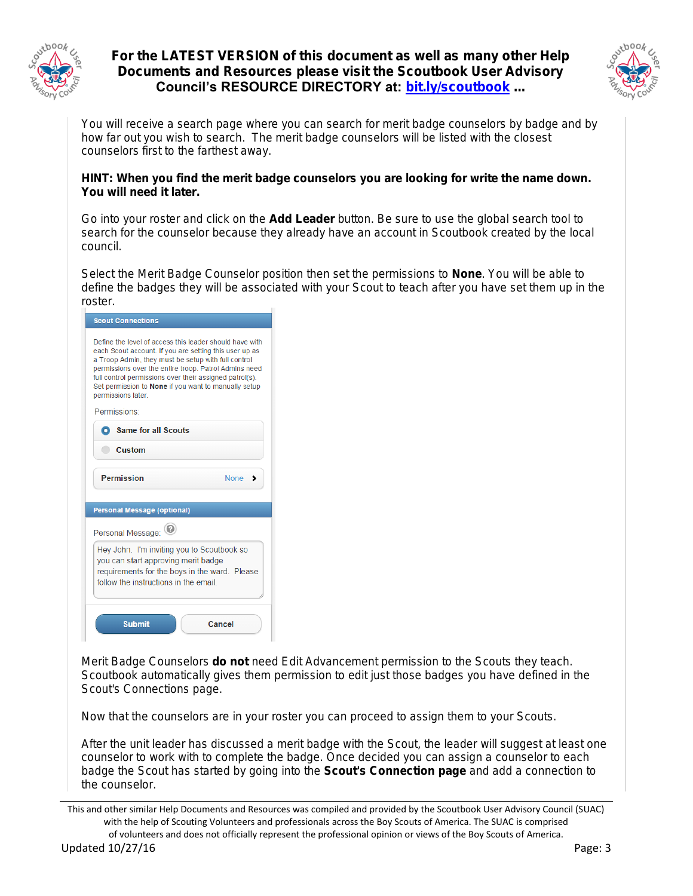You will receive a search page where you can search for merit badge counselors by badge and by how far out you wish to search. The merit badge counselors will be listed with the closest counselors first to the farthest away.

**HINT: When you find the merit badge counselors you are looking for write the name down. You will need it later.**

Go into your roster and click on the **Add Leader** button. Be sure to use the global search tool to search for the counselor because they already have an account in Scoutbook created by the local council.

Select the Merit Badge Counselor position then set the permissions to **None**. You will be able to define the badges they will be associated with your Scout to teach after you have set them up in the roster.

**Scout Connections**

Define the level of access this leader should have with each Scout account. If you are setting this user up as a Troop Admin, they must be setup with full control permissions over the entire troop. Patrol Admins need full control permissions over their assigned patrol(s). Set permission to **None** if you want to manually setup permissions later.

Permissions:

- (•) Same for all Scouts
- ( ) Custom

Permission: None

**Personal Message (optional)**

Personal Message:

Hey John. I'm inviting you to Scoutbook so you can start approving merit badge requirements for the boys in the ward. Please follow the instructions in the email.

Submit | Cancel

Merit Badge Counselors **do not** need Edit Advancement permission to the Scouts they teach. Scoutbook automatically gives them permission to edit just those badges you have defined in the Scout's Connections page.

Now that the counselors are in your roster you can proceed to assign them to your Scouts.

After the unit leader has discussed a merit badge with the Scout, the leader will suggest at least one counselor to work with to complete the badge. Once decided you can assign a counselor to each badge the Scout has started by going into the **Scout's Connection page** and add a connection to the counselor.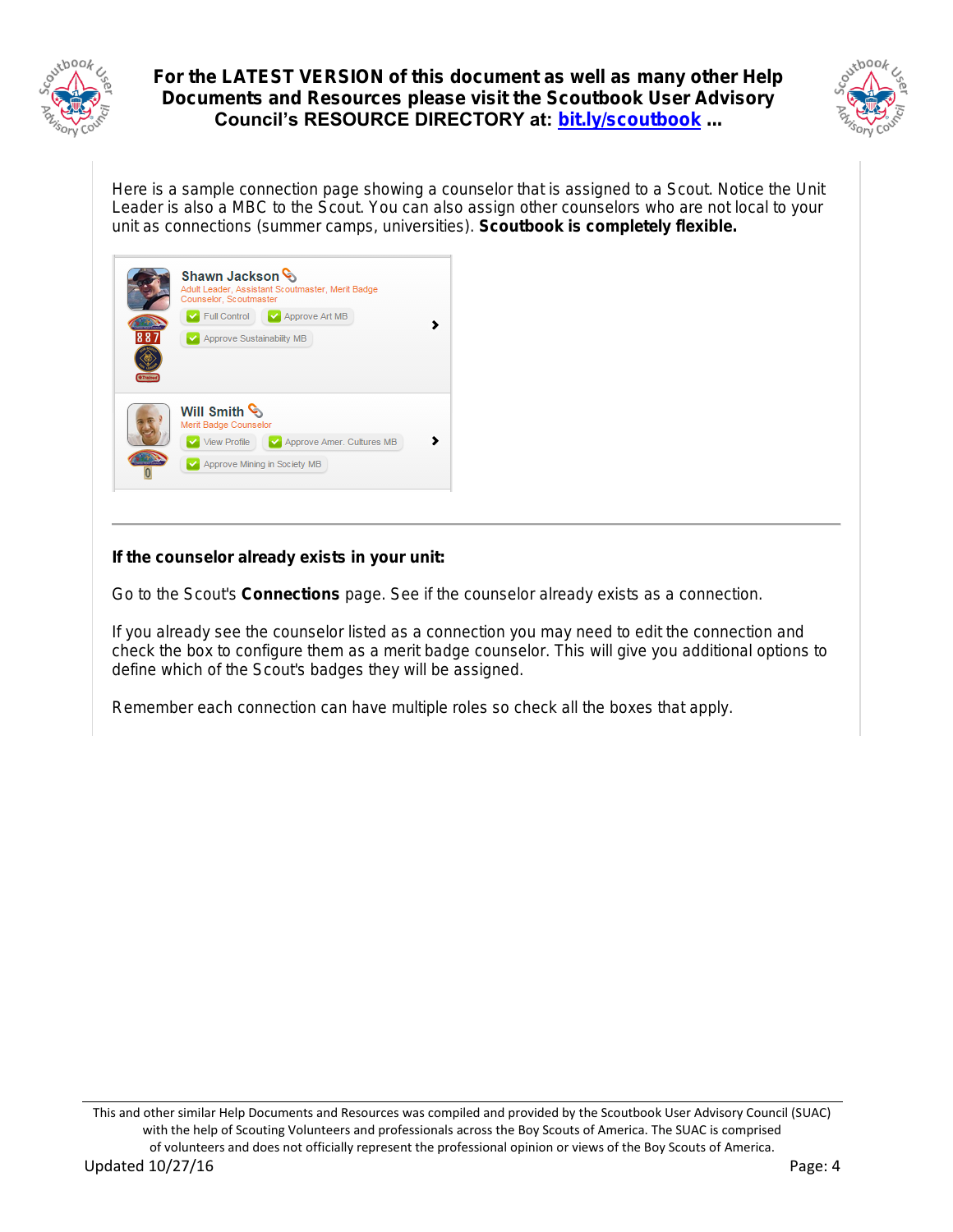Here is a sample connection page showing a counselor that is assigned to a Scout. Notice the Unit Leader is also a MBC to the Scout. You can also assign other counselors who are not local to your unit as connections (summer camps, universities). **Scoutbook is completely flexible.**

---

**If the counselor already exists in your unit:**

Go to the Scout's **Connections** page. See if the counselor already exists as a connection.

If you already see the counselor listed as a connection you may need to edit the connection and check the box to configure them as a merit badge counselor. This will give you additional options to define which of the Scout's badges they will be assigned.

Remember each connection can have multiple roles so check all the boxes that apply.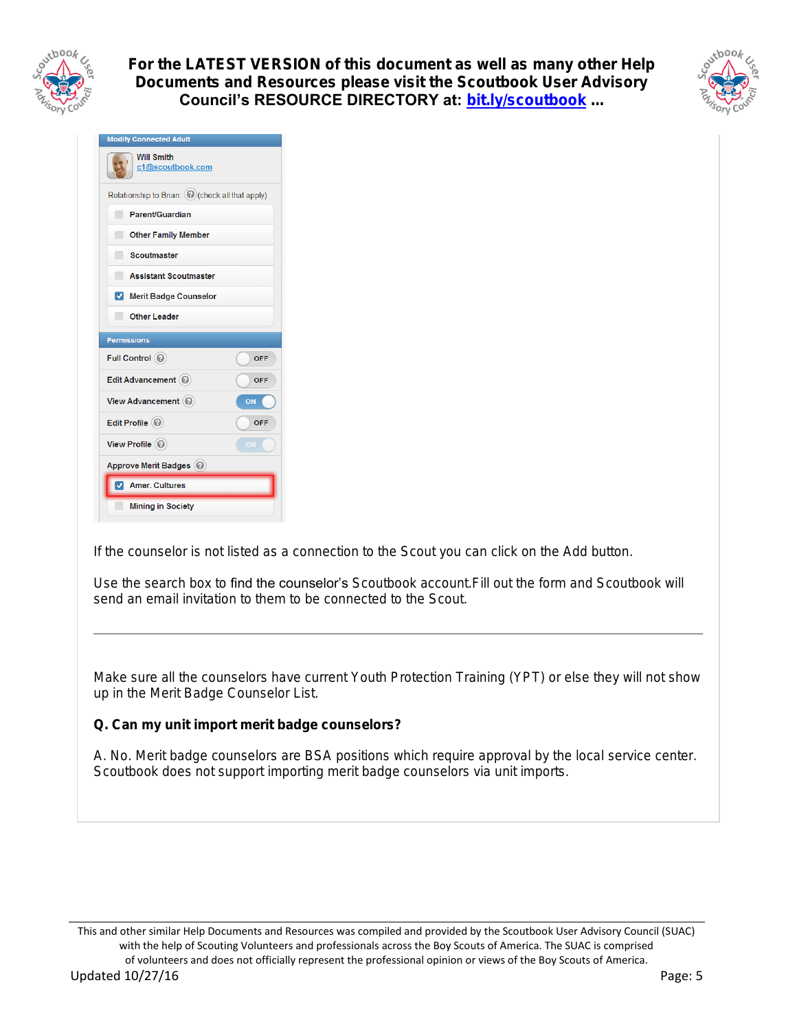If the counselor is not listed as a connection to the Scout you can click on the Add button.

Use the search box to find the counselor's Scoutbook account. Fill out the form and Scoutbook will send an email invitation to them to be connected to the Scout.

---

Make sure all the counselors have current Youth Protection Training (YPT) or else they will not show up in the Merit Badge Counselor List.

**Q. Can my unit import merit badge counselors?**

A. No. Merit badge counselors are BSA positions which require approval by the local service center. Scoutbook does not support importing merit badge counselors via unit imports.